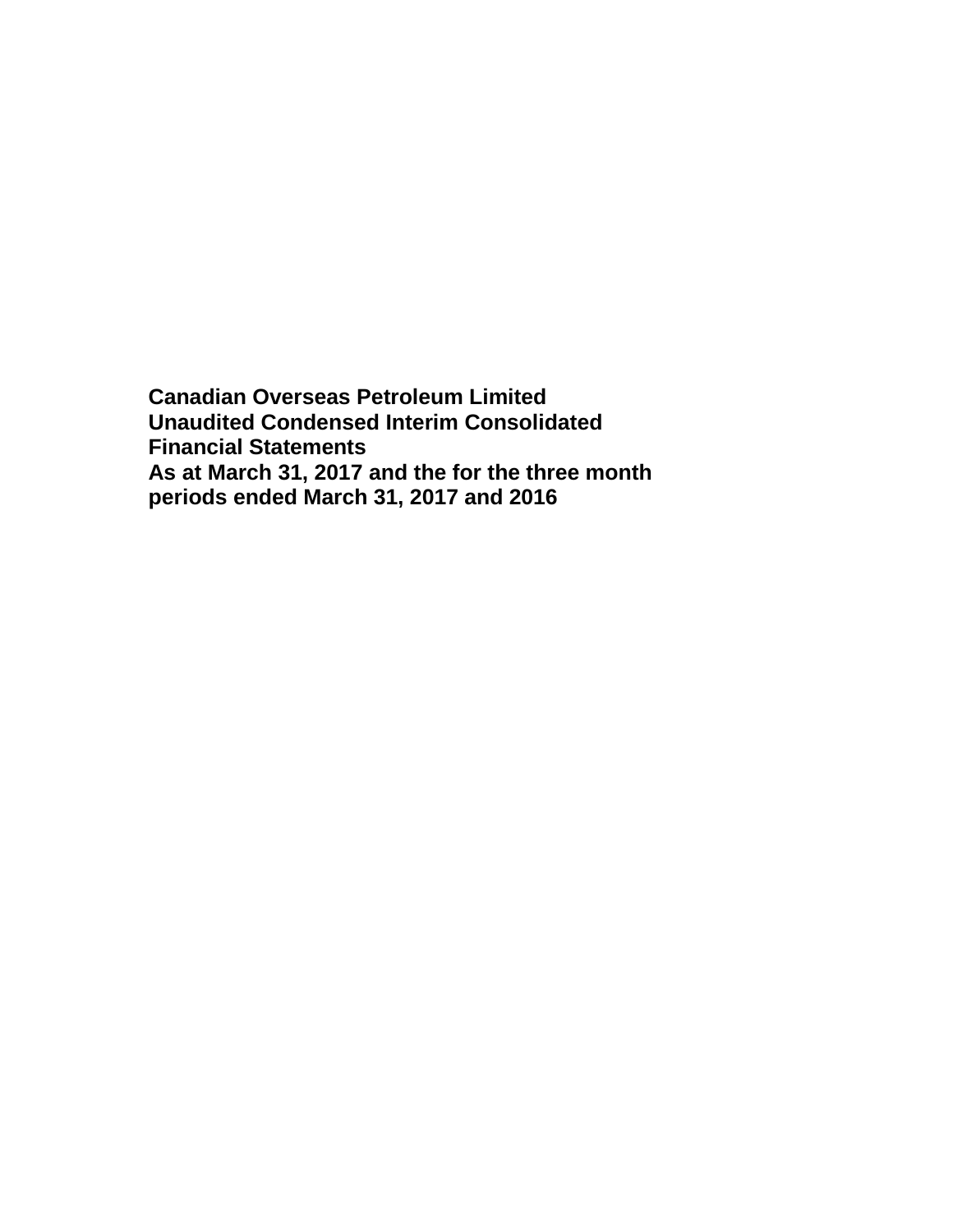**Canadian Overseas Petroleum Limited**
**Unaudited Condensed Interim Consolidated Financial Statements**
**As at March 31, 2017 and the for the three month periods ended March 31, 2017 and 2016**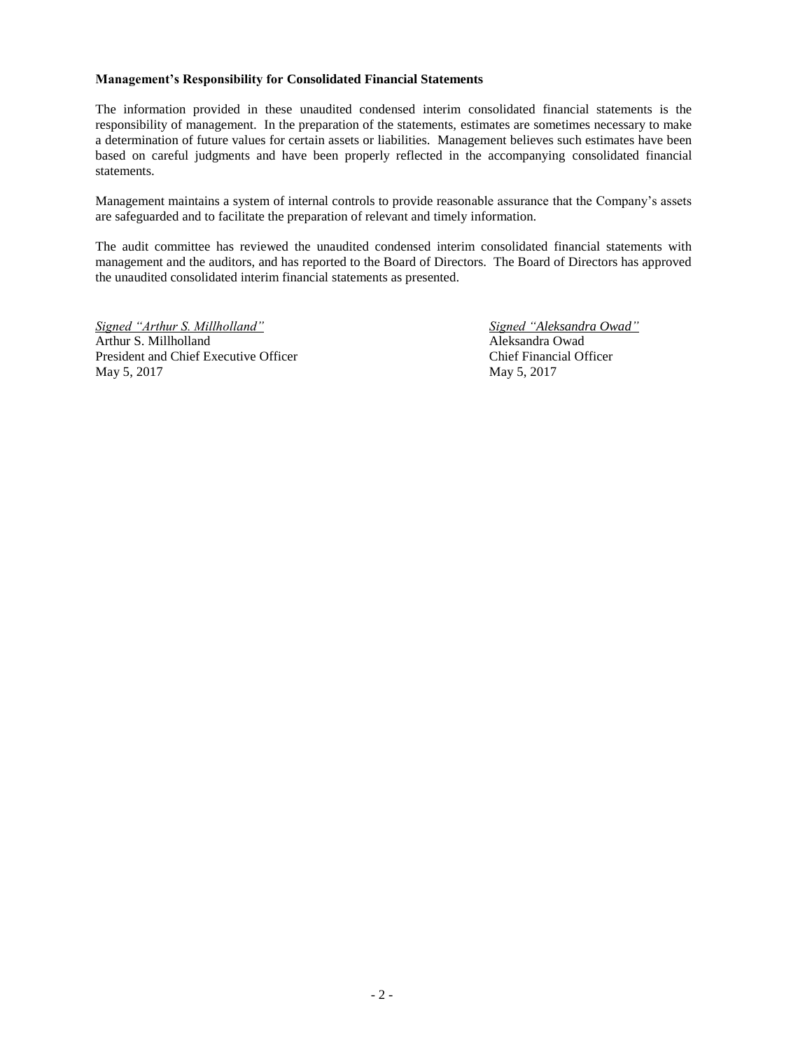**Management's Responsibility for Consolidated Financial Statements**

The information provided in these unaudited condensed interim consolidated financial statements is the responsibility of management. In the preparation of the statements, estimates are sometimes necessary to make a determination of future values for certain assets or liabilities. Management believes such estimates have been based on careful judgments and have been properly reflected in the accompanying consolidated financial statements.

Management maintains a system of internal controls to provide reasonable assurance that the Company's assets are safeguarded and to facilitate the preparation of relevant and timely information.

The audit committee has reviewed the unaudited condensed interim consolidated financial statements with management and the auditors, and has reported to the Board of Directors. The Board of Directors has approved the unaudited consolidated interim financial statements as presented.

*Signed "Arthur S. Millholland"*
Arthur S. Millholland
President and Chief Executive Officer
May 5, 2017

*Signed "Aleksandra Owad"*
Aleksandra Owad
Chief Financial Officer
May 5, 2017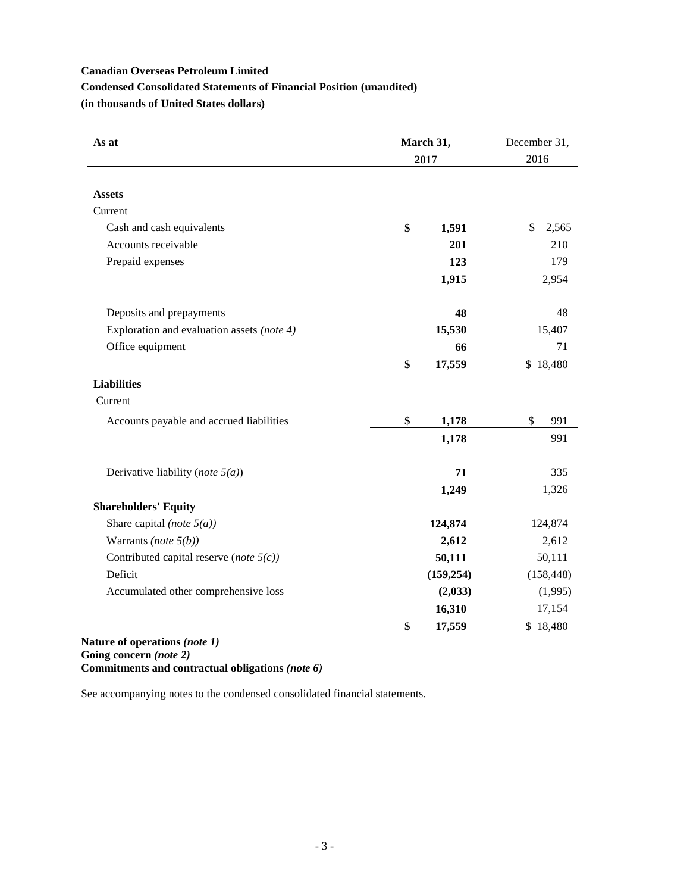**Canadian Overseas Petroleum Limited**
**Condensed Consolidated Statements of Financial Position (unaudited)**
**(in thousands of United States dollars)**

| As at | March 31, 2017 | December 31, 2016 |
|---|---|---|
| **Assets** | | |
| Current | | |
| Cash and cash equivalents | **$ 1,591** | $ 2,565 |
| Accounts receivable | **201** | 210 |
| Prepaid expenses | **123** | 179 |
| | **1,915** | 2,954 |
| Deposits and prepayments | **48** | 48 |
| Exploration and evaluation assets *(note 4)* | **15,530** | 15,407 |
| Office equipment | **66** | 71 |
| | **$ 17,559** | $ 18,480 |
| **Liabilities** | | |
| Current | | |
| Accounts payable and accrued liabilities | **$ 1,178** | $ 991 |
| | **1,178** | 991 |
| Derivative liability (*note 5(a)*) | **71** | 335 |
| | **1,249** | 1,326 |
| **Shareholders' Equity** | | |
| Share capital *(note 5(a))* | **124,874** | 124,874 |
| Warrants *(note 5(b))* | **2,612** | 2,612 |
| Contributed capital reserve (*note 5(c))* | **50,111** | 50,111 |
| Deficit | **(159,254)** | (158,448) |
| Accumulated other comprehensive loss | **(2,033)** | (1,995) |
| | **16,310** | 17,154 |
| | **$ 17,559** | $ 18,480 |

**Nature of operations *(note 1)***
**Going concern *(note 2)***
**Commitments and contractual obligations *(note 6)***

See accompanying notes to the condensed consolidated financial statements.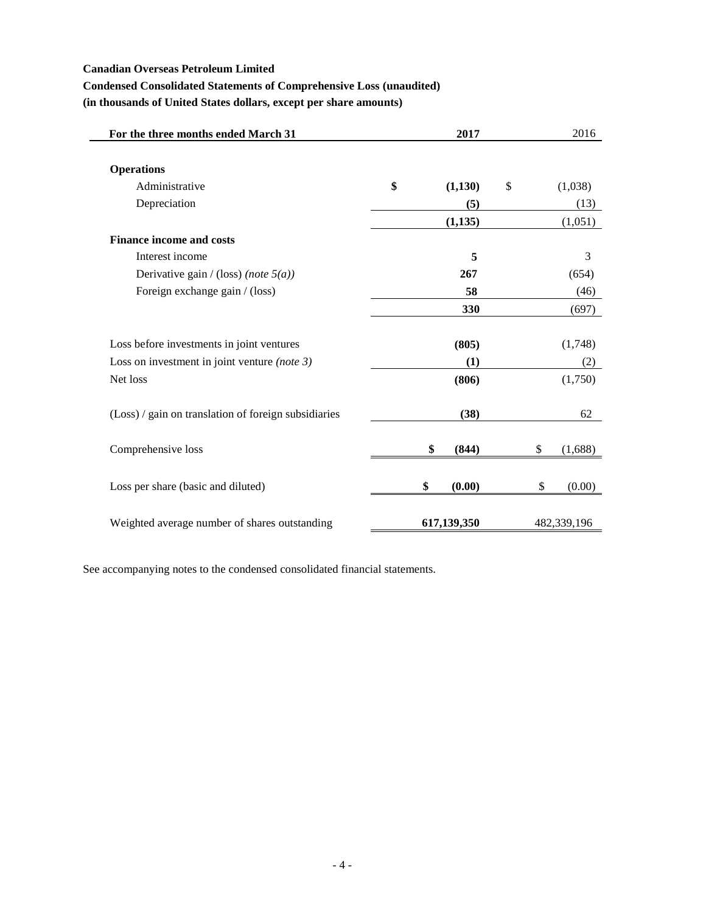**Canadian Overseas Petroleum Limited**

**Condensed Consolidated Statements of Comprehensive Loss (unaudited)**

**(in thousands of United States dollars, except per share amounts)**

| For the three months ended March 31 | 2017 | 2016 |
|---|---|---|
| **Operations** | | |
| Administrative | **$ (1,130)** | $ (1,038) |
| Depreciation | **(5)** | (13) |
| | **(1,135)** | (1,051) |
| **Finance income and costs** | | |
| Interest income | **5** | 3 |
| Derivative gain / (loss) *(note 5(a))* | **267** | (654) |
| Foreign exchange gain / (loss) | **58** | (46) |
| | **330** | (697) |
| Loss before investments in joint ventures | **(805)** | (1,748) |
| Loss on investment in joint venture *(note 3)* | **(1)** | (2) |
| Net loss | **(806)** | (1,750) |
| (Loss) / gain on translation of foreign subsidiaries | **(38)** | 62 |
| Comprehensive loss | **$ (844)** | $ (1,688) |
| Loss per share (basic and diluted) | **$ (0.00)** | $ (0.00) |
| Weighted average number of shares outstanding | **617,139,350** | 482,339,196 |

See accompanying notes to the condensed consolidated financial statements.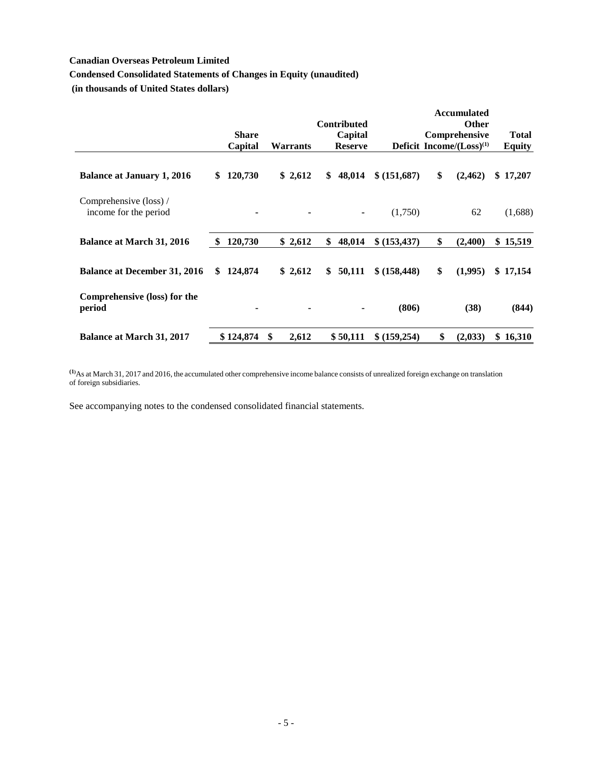**Canadian Overseas Petroleum Limited**

**Condensed Consolidated Statements of Changes in Equity (unaudited)**

**(in thousands of United States dollars)**

| | Share Capital | Warrants | Contributed Capital Reserve | Deficit | Accumulated Other Comprehensive Income/(Loss)[1] | Total Equity |
|---|---|---|---|---|---|---|
| **Balance at January 1, 2016** | **$ 120,730** | **$ 2,612** | **$ 48,014** | **$ (151,687)** | **$ (2,462)** | **$ 17,207** |
| Comprehensive (loss) / income for the period | - | - | - | (1,750) | 62 | (1,688) |
| **Balance at March 31, 2016** | **$ 120,730** | **$ 2,612** | **$ 48,014** | **$ (153,437)** | **$ (2,400)** | **$ 15,519** |
| **Balance at December 31, 2016** | **$ 124,874** | **$ 2,612** | **$ 50,111** | **$ (158,448)** | **$ (1,995)** | **$ 17,154** |
| **Comprehensive (loss) for the period** | **-** | **-** | **-** | **(806)** | **(38)** | **(844)** |
| **Balance at March 31, 2017** | **$ 124,874** | **$ 2,612** | **$ 50,111** | **$ (159,254)** | **$ (2,033)** | **$ 16,310** |

[1] As at March 31, 2017 and 2016, the accumulated other comprehensive income balance consists of unrealized foreign exchange on translation of foreign subsidiaries.

See accompanying notes to the condensed consolidated financial statements.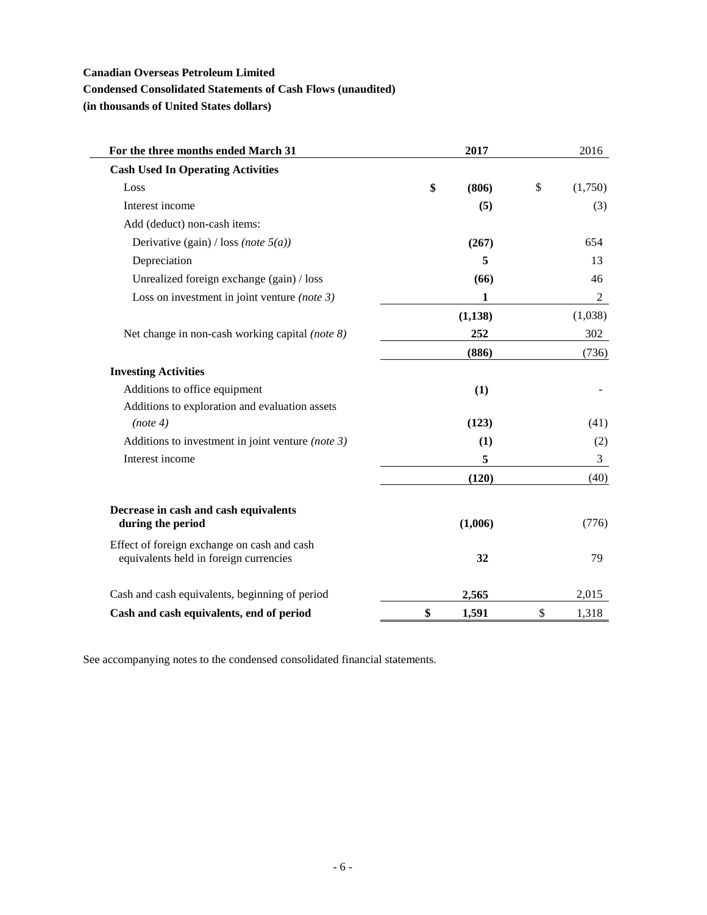**Canadian Overseas Petroleum Limited**

**Condensed Consolidated Statements of Cash Flows (unaudited)**

**(in thousands of United States dollars)**

| For the three months ended March 31 | 2017 | 2016 |
|---|---|---|
| **Cash Used In Operating Activities** | | |
| Loss | **$ (806)** | $ (1,750) |
| Interest income | **(5)** | (3) |
| Add (deduct) non-cash items: | | |
| Derivative (gain) / loss *(note 5(a))* | **(267)** | 654 |
| Depreciation | **5** | 13 |
| Unrealized foreign exchange (gain) / loss | **(66)** | 46 |
| Loss on investment in joint venture *(note 3)* | **1** | 2 |
| | **(1,138)** | (1,038) |
| Net change in non-cash working capital *(note 8)* | **252** | 302 |
| | **(886)** | (736) |
| **Investing Activities** | | |
| Additions to office equipment | **(1)** | - |
| Additions to exploration and evaluation assets *(note 4)* | **(123)** | (41) |
| Additions to investment in joint venture *(note 3)* | **(1)** | (2) |
| Interest income | **5** | 3 |
| | **(120)** | (40) |
| **Decrease in cash and cash equivalents during the period** | **(1,006)** | (776) |
| Effect of foreign exchange on cash and cash equivalents held in foreign currencies | **32** | 79 |
| Cash and cash equivalents, beginning of period | **2,565** | 2,015 |
| **Cash and cash equivalents, end of period** | **$ 1,591** | $ 1,318 |

See accompanying notes to the condensed consolidated financial statements.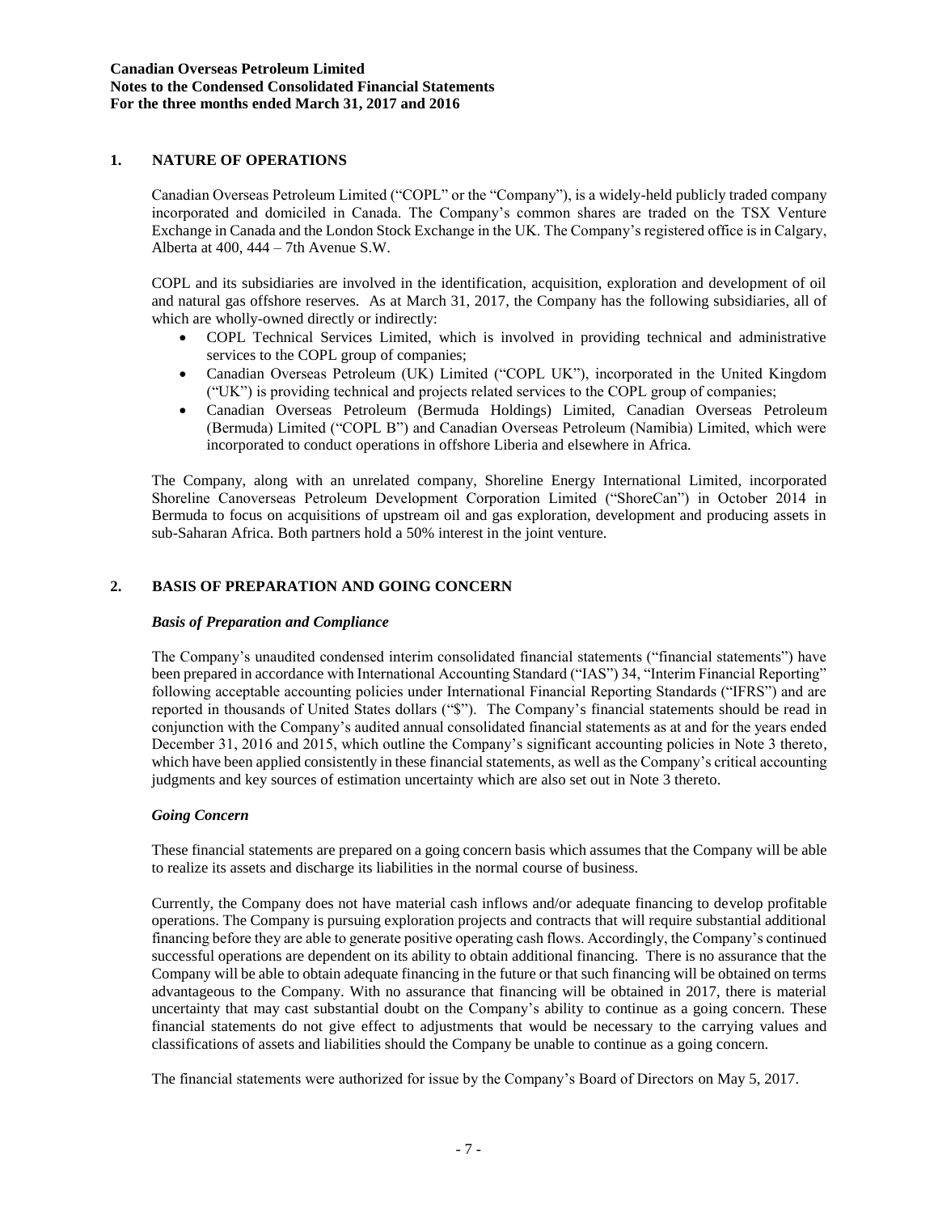## 1. NATURE OF OPERATIONS

Canadian Overseas Petroleum Limited ("COPL" or the "Company"), is a widely-held publicly traded company incorporated and domiciled in Canada. The Company's common shares are traded on the TSX Venture Exchange in Canada and the London Stock Exchange in the UK. The Company's registered office is in Calgary, Alberta at 400, 444 – 7th Avenue S.W.

COPL and its subsidiaries are involved in the identification, acquisition, exploration and development of oil and natural gas offshore reserves. As at March 31, 2017, the Company has the following subsidiaries, all of which are wholly-owned directly or indirectly:

- COPL Technical Services Limited, which is involved in providing technical and administrative services to the COPL group of companies;
- Canadian Overseas Petroleum (UK) Limited ("COPL UK"), incorporated in the United Kingdom ("UK") is providing technical and projects related services to the COPL group of companies;
- Canadian Overseas Petroleum (Bermuda Holdings) Limited, Canadian Overseas Petroleum (Bermuda) Limited ("COPL B") and Canadian Overseas Petroleum (Namibia) Limited, which were incorporated to conduct operations in offshore Liberia and elsewhere in Africa.

The Company, along with an unrelated company, Shoreline Energy International Limited, incorporated Shoreline Canoverseas Petroleum Development Corporation Limited ("ShoreCan") in October 2014 in Bermuda to focus on acquisitions of upstream oil and gas exploration, development and producing assets in sub-Saharan Africa. Both partners hold a 50% interest in the joint venture.

## 2. BASIS OF PREPARATION AND GOING CONCERN

### *Basis of Preparation and Compliance*

The Company's unaudited condensed interim consolidated financial statements ("financial statements") have been prepared in accordance with International Accounting Standard ("IAS") 34, "Interim Financial Reporting" following acceptable accounting policies under International Financial Reporting Standards ("IFRS") and are reported in thousands of United States dollars ("$"). The Company's financial statements should be read in conjunction with the Company's audited annual consolidated financial statements as at and for the years ended December 31, 2016 and 2015, which outline the Company's significant accounting policies in Note 3 thereto, which have been applied consistently in these financial statements, as well as the Company's critical accounting judgments and key sources of estimation uncertainty which are also set out in Note 3 thereto.

### *Going Concern*

These financial statements are prepared on a going concern basis which assumes that the Company will be able to realize its assets and discharge its liabilities in the normal course of business.

Currently, the Company does not have material cash inflows and/or adequate financing to develop profitable operations. The Company is pursuing exploration projects and contracts that will require substantial additional financing before they are able to generate positive operating cash flows. Accordingly, the Company's continued successful operations are dependent on its ability to obtain additional financing. There is no assurance that the Company will be able to obtain adequate financing in the future or that such financing will be obtained on terms advantageous to the Company. With no assurance that financing will be obtained in 2017, there is material uncertainty that may cast substantial doubt on the Company's ability to continue as a going concern. These financial statements do not give effect to adjustments that would be necessary to the carrying values and classifications of assets and liabilities should the Company be unable to continue as a going concern.

The financial statements were authorized for issue by the Company's Board of Directors on May 5, 2017.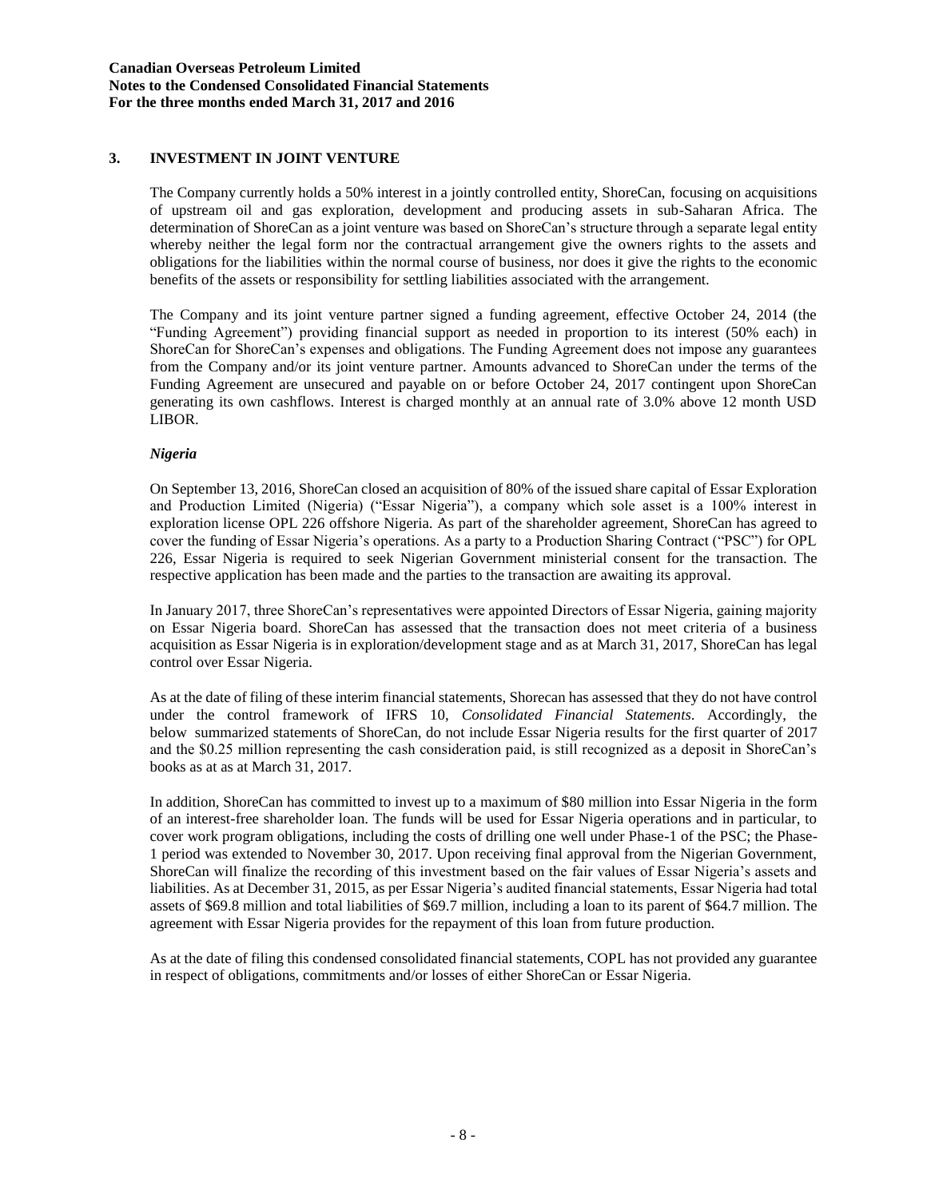## 3. INVESTMENT IN JOINT VENTURE

The Company currently holds a 50% interest in a jointly controlled entity, ShoreCan, focusing on acquisitions of upstream oil and gas exploration, development and producing assets in sub-Saharan Africa. The determination of ShoreCan as a joint venture was based on ShoreCan's structure through a separate legal entity whereby neither the legal form nor the contractual arrangement give the owners rights to the assets and obligations for the liabilities within the normal course of business, nor does it give the rights to the economic benefits of the assets or responsibility for settling liabilities associated with the arrangement.

The Company and its joint venture partner signed a funding agreement, effective October 24, 2014 (the "Funding Agreement") providing financial support as needed in proportion to its interest (50% each) in ShoreCan for ShoreCan's expenses and obligations. The Funding Agreement does not impose any guarantees from the Company and/or its joint venture partner. Amounts advanced to ShoreCan under the terms of the Funding Agreement are unsecured and payable on or before October 24, 2017 contingent upon ShoreCan generating its own cashflows. Interest is charged monthly at an annual rate of 3.0% above 12 month USD LIBOR.

### *Nigeria*

On September 13, 2016, ShoreCan closed an acquisition of 80% of the issued share capital of Essar Exploration and Production Limited (Nigeria) ("Essar Nigeria"), a company which sole asset is a 100% interest in exploration license OPL 226 offshore Nigeria. As part of the shareholder agreement, ShoreCan has agreed to cover the funding of Essar Nigeria's operations. As a party to a Production Sharing Contract ("PSC") for OPL 226, Essar Nigeria is required to seek Nigerian Government ministerial consent for the transaction. The respective application has been made and the parties to the transaction are awaiting its approval.

In January 2017, three ShoreCan's representatives were appointed Directors of Essar Nigeria, gaining majority on Essar Nigeria board. ShoreCan has assessed that the transaction does not meet criteria of a business acquisition as Essar Nigeria is in exploration/development stage and as at March 31, 2017, ShoreCan has legal control over Essar Nigeria.

As at the date of filing of these interim financial statements, Shorecan has assessed that they do not have control under the control framework of IFRS 10, *Consolidated Financial Statements*. Accordingly, the below summarized statements of ShoreCan, do not include Essar Nigeria results for the first quarter of 2017 and the $0.25 million representing the cash consideration paid, is still recognized as a deposit in ShoreCan's books as at as at March 31, 2017.

In addition, ShoreCan has committed to invest up to a maximum of $80 million into Essar Nigeria in the form of an interest-free shareholder loan. The funds will be used for Essar Nigeria operations and in particular, to cover work program obligations, including the costs of drilling one well under Phase-1 of the PSC; the Phase-1 period was extended to November 30, 2017. Upon receiving final approval from the Nigerian Government, ShoreCan will finalize the recording of this investment based on the fair values of Essar Nigeria's assets and liabilities. As at December 31, 2015, as per Essar Nigeria's audited financial statements, Essar Nigeria had total assets of $69.8 million and total liabilities of $69.7 million, including a loan to its parent of $64.7 million. The agreement with Essar Nigeria provides for the repayment of this loan from future production.

As at the date of filing this condensed consolidated financial statements, COPL has not provided any guarantee in respect of obligations, commitments and/or losses of either ShoreCan or Essar Nigeria.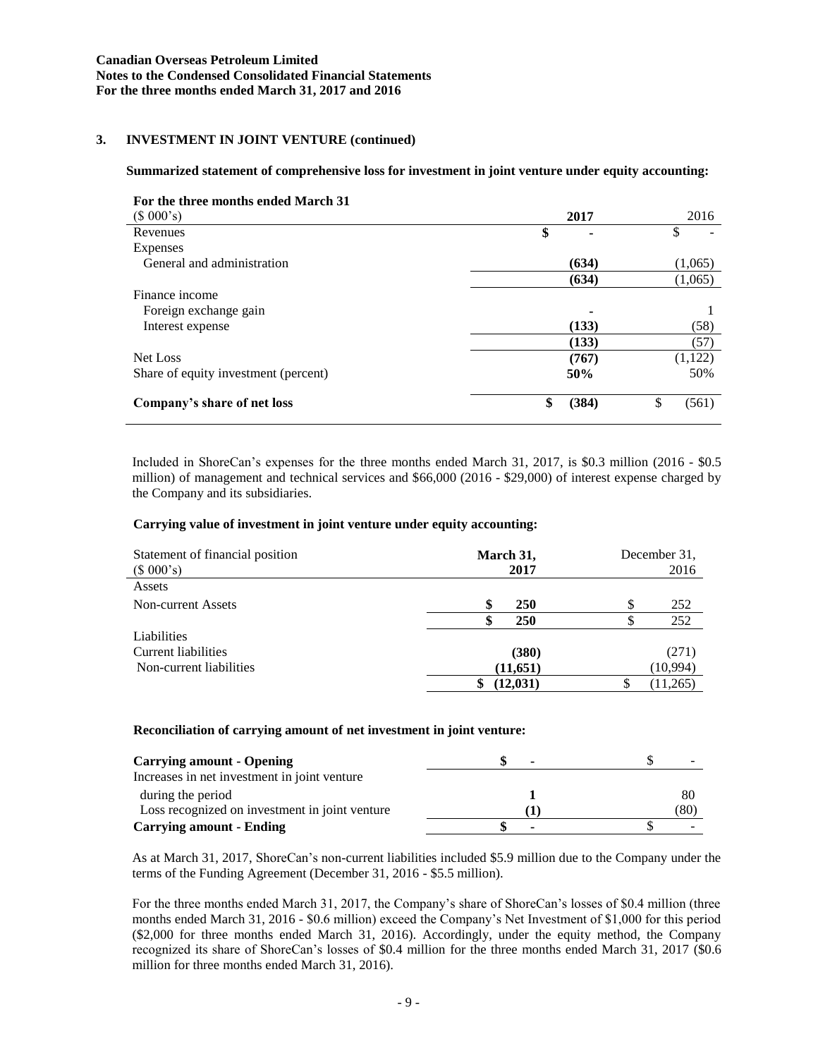**Canadian Overseas Petroleum Limited**
**Notes to the Condensed Consolidated Financial Statements**
**For the three months ended March 31, 2017 and 2016**

### 3. INVESTMENT IN JOINT VENTURE (continued)

**Summarized statement of comprehensive loss for investment in joint venture under equity accounting:**

| **For the three months ended March 31** ($ 000's) | **2017** | 2016 |
|---|---|---|
| Revenues | **$ -** | $ - |
| Expenses | | |
| General and administration | **(634)** | (1,065) |
| | **(634)** | (1,065) |
| Finance income | | |
| Foreign exchange gain | **-** | 1 |
| Interest expense | **(133)** | (58) |
| | **(133)** | (57) |
| Net Loss | **(767)** | (1,122) |
| Share of equity investment (percent) | **50%** | 50% |
| **Company's share of net loss** | **$ (384)** | $ (561) |

Included in ShoreCan's expenses for the three months ended March 31, 2017, is \$0.3 million (2016 - \$0.5 million) of management and technical services and \$66,000 (2016 - \$29,000) of interest expense charged by the Company and its subsidiaries.

**Carrying value of investment in joint venture under equity accounting:**

| Statement of financial position ($ 000's) | **March 31, 2017** | December 31, 2016 |
|---|---|---|
| Assets | | |
| Non-current Assets | **$ 250** | $ 252 |
| | **$ 250** | $ 252 |
| Liabilities | | |
| Current liabilities | **(380)** | (271) |
| Non-current liabilities | **(11,651)** | (10,994) |
| | **$ (12,031)** | $ (11,265) |

**Reconciliation of carrying amount of net investment in joint venture:**

| | | |
|---|---|---|
| **Carrying amount - Opening** | **$ -** | $ - |
| Increases in net investment in joint venture during the period | **1** | 80 |
| Loss recognized on investment in joint venture | **(1)** | (80) |
| **Carrying amount - Ending** | **$ -** | $ - |

As at March 31, 2017, ShoreCan's non-current liabilities included \$5.9 million due to the Company under the terms of the Funding Agreement (December 31, 2016 - \$5.5 million).

For the three months ended March 31, 2017, the Company's share of ShoreCan's losses of \$0.4 million (three months ended March 31, 2016 - \$0.6 million) exceed the Company's Net Investment of \$1,000 for this period (\$2,000 for three months ended March 31, 2016). Accordingly, under the equity method, the Company recognized its share of ShoreCan's losses of \$0.4 million for the three months ended March 31, 2017 (\$0.6 million for three months ended March 31, 2016).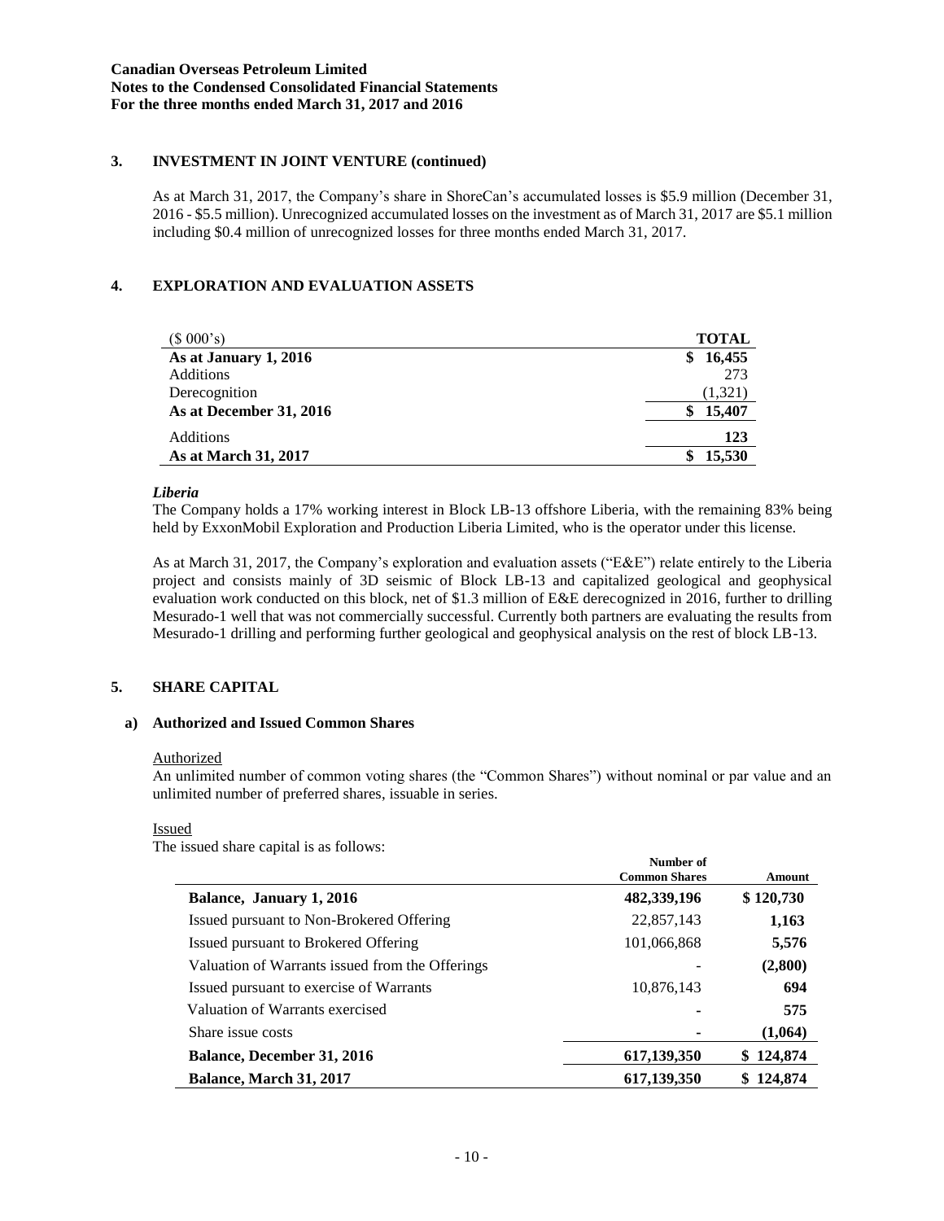## 3. INVESTMENT IN JOINT VENTURE (continued)

As at March 31, 2017, the Company's share in ShoreCan's accumulated losses is $5.9 million (December 31, 2016 - $5.5 million). Unrecognized accumulated losses on the investment as of March 31, 2017 are $5.1 million including $0.4 million of unrecognized losses for three months ended March 31, 2017.

## 4. EXPLORATION AND EVALUATION ASSETS

| ($ 000's) | TOTAL |
|---|---|
| **As at January 1, 2016** | **$ 16,455** |
| Additions | 273 |
| Derecognition | (1,321) |
| **As at December 31, 2016** | **$ 15,407** |
| Additions | **123** |
| **As at March 31, 2017** | **$ 15,530** |

### *Liberia*

The Company holds a 17% working interest in Block LB-13 offshore Liberia, with the remaining 83% being held by ExxonMobil Exploration and Production Liberia Limited, who is the operator under this license.

As at March 31, 2017, the Company's exploration and evaluation assets ("E&E") relate entirely to the Liberia project and consists mainly of 3D seismic of Block LB-13 and capitalized geological and geophysical evaluation work conducted on this block, net of $1.3 million of E&E derecognized in 2016, further to drilling Mesurado-1 well that was not commercially successful. Currently both partners are evaluating the results from Mesurado-1 drilling and performing further geological and geophysical analysis on the rest of block LB-13.

## 5. SHARE CAPITAL

### a) Authorized and Issued Common Shares

Authorized

An unlimited number of common voting shares (the "Common Shares") without nominal or par value and an unlimited number of preferred shares, issuable in series.

Issued

The issued share capital is as follows:

| | Number of Common Shares | Amount |
|---|---|---|
| **Balance, January 1, 2016** | **482,339,196** | **$ 120,730** |
| Issued pursuant to Non-Brokered Offering | 22,857,143 | **1,163** |
| Issued pursuant to Brokered Offering | 101,066,868 | **5,576** |
| Valuation of Warrants issued from the Offerings | - | **(2,800)** |
| Issued pursuant to exercise of Warrants | 10,876,143 | **694** |
| Valuation of Warrants exercised | - | **575** |
| Share issue costs | - | **(1,064)** |
| **Balance, December 31, 2016** | **617,139,350** | **$ 124,874** |
| **Balance, March 31, 2017** | **617,139,350** | **$ 124,874** |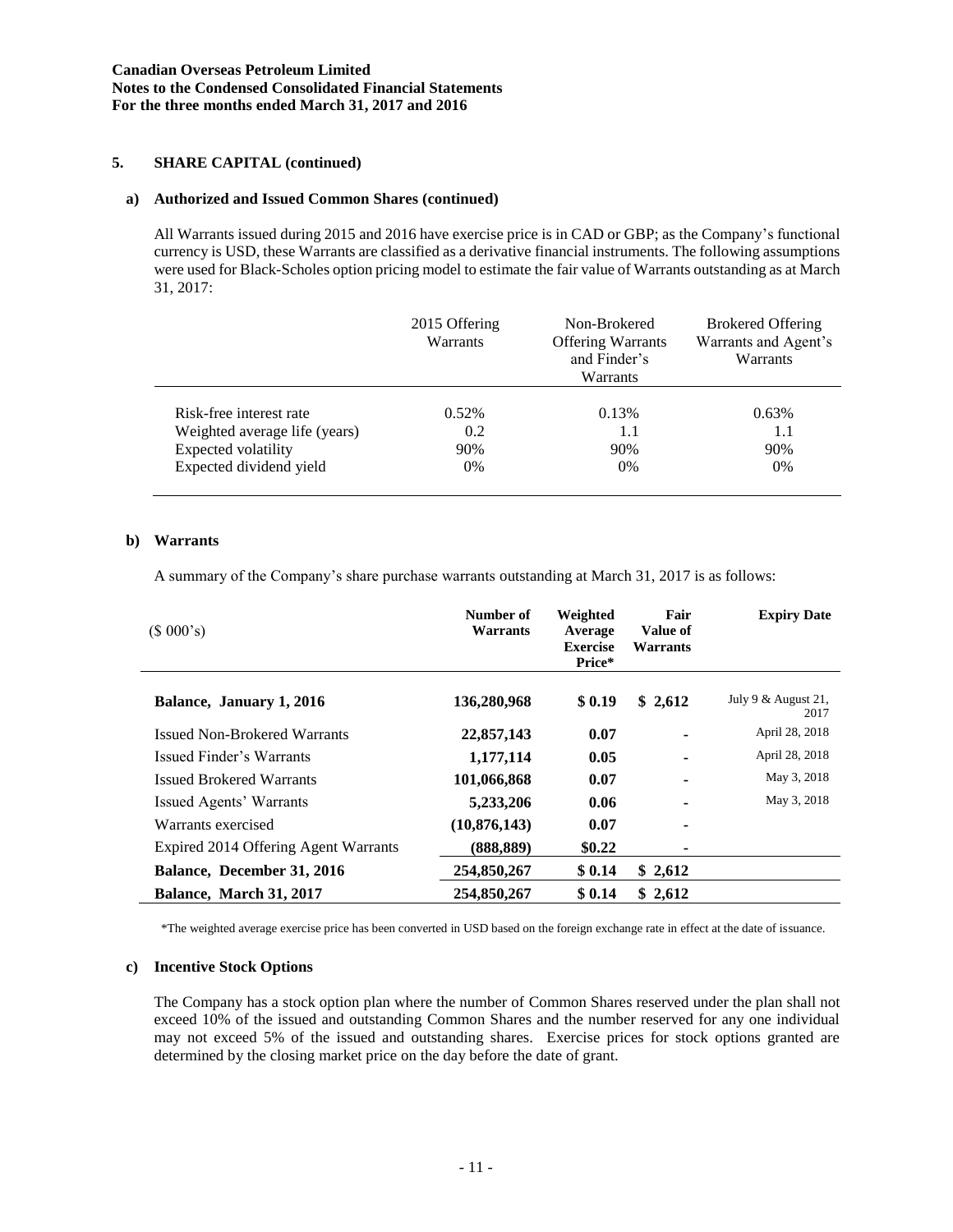## 5. SHARE CAPITAL (continued)

### a) Authorized and Issued Common Shares (continued)

All Warrants issued during 2015 and 2016 have exercise price is in CAD or GBP; as the Company's functional currency is USD, these Warrants are classified as a derivative financial instruments. The following assumptions were used for Black-Scholes option pricing model to estimate the fair value of Warrants outstanding as at March 31, 2017:

| | 2015 Offering Warrants | Non-Brokered Offering Warrants and Finder's Warrants | Brokered Offering Warrants and Agent's Warrants |
|---|---|---|---|
| Risk-free interest rate | 0.52% | 0.13% | 0.63% |
| Weighted average life (years) | 0.2 | 1.1 | 1.1 |
| Expected volatility | 90% | 90% | 90% |
| Expected dividend yield | 0% | 0% | 0% |

### b) Warrants

A summary of the Company's share purchase warrants outstanding at March 31, 2017 is as follows:

| ($ 000's) | Number of Warrants | Weighted Average Exercise Price* | Fair Value of Warrants | Expiry Date |
|---|---|---|---|---|
| **Balance, January 1, 2016** | **136,280,968** | **$ 0.19** | **$ 2,612** | July 9 & August 21, 2017 |
| Issued Non-Brokered Warrants | **22,857,143** | **0.07** | - | April 28, 2018 |
| Issued Finder's Warrants | **1,177,114** | **0.05** | - | April 28, 2018 |
| Issued Brokered Warrants | **101,066,868** | **0.07** | - | May 3, 2018 |
| Issued Agents' Warrants | **5,233,206** | **0.06** | - | May 3, 2018 |
| Warrants exercised | **(10,876,143)** | **0.07** | - | |
| Expired 2014 Offering Agent Warrants | **(888,889)** | **$0.22** | - | |
| **Balance, December 31, 2016** | **254,850,267** | **$ 0.14** | **$ 2,612** | |
| **Balance, March 31, 2017** | **254,850,267** | **$ 0.14** | **$ 2,612** | |

*The weighted average exercise price has been converted in USD based on the foreign exchange rate in effect at the date of issuance.

### c) Incentive Stock Options

The Company has a stock option plan where the number of Common Shares reserved under the plan shall not exceed 10% of the issued and outstanding Common Shares and the number reserved for any one individual may not exceed 5% of the issued and outstanding shares. Exercise prices for stock options granted are determined by the closing market price on the day before the date of grant.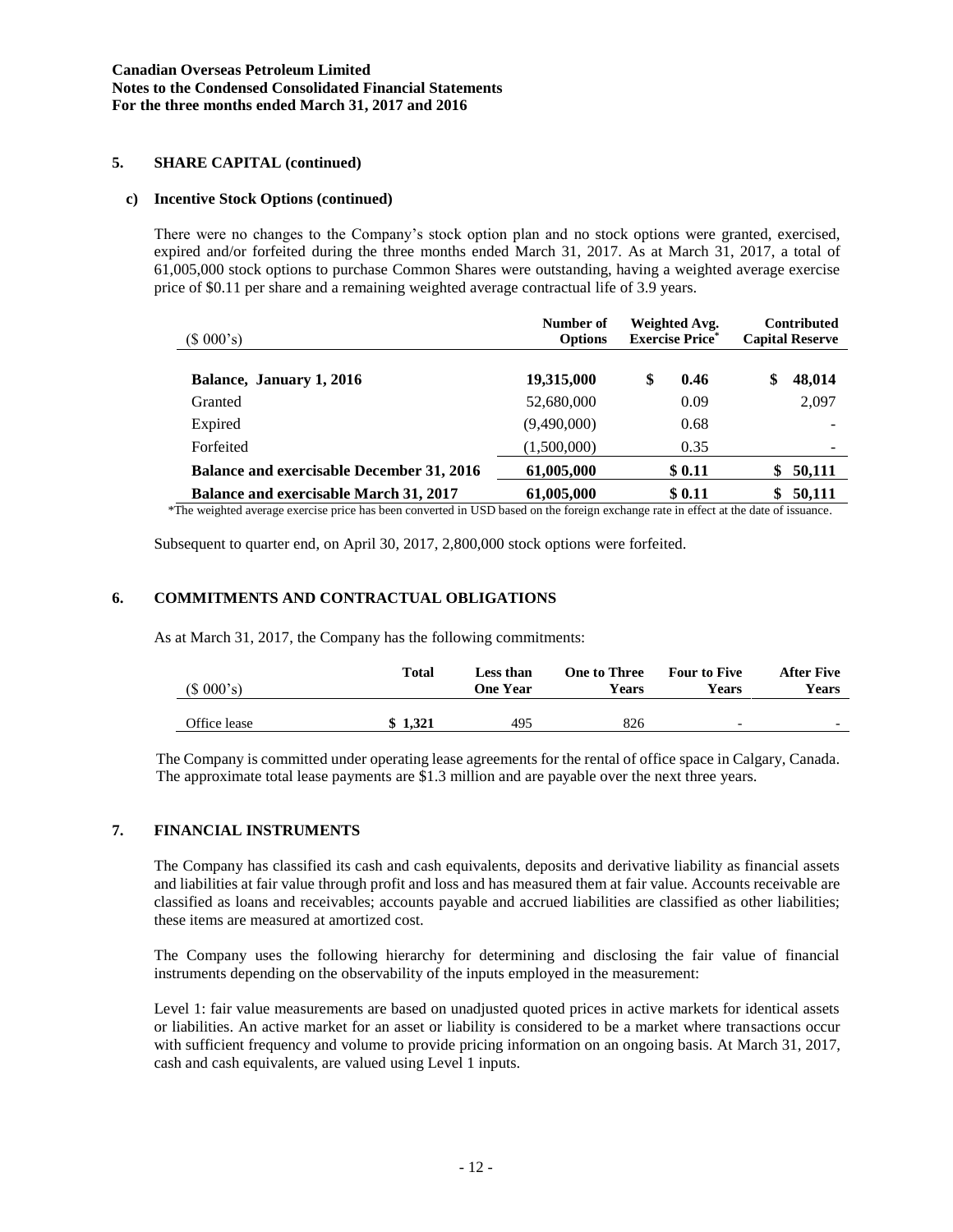**Canadian Overseas Petroleum Limited**
**Notes to the Condensed Consolidated Financial Statements**
**For the three months ended March 31, 2017 and 2016**

## 5. SHARE CAPITAL (continued)

### c) Incentive Stock Options (continued)

There were no changes to the Company's stock option plan and no stock options were granted, exercised, expired and/or forfeited during the three months ended March 31, 2017. As at March 31, 2017, a total of 61,005,000 stock options to purchase Common Shares were outstanding, having a weighted average exercise price of $0.11 per share and a remaining weighted average contractual life of 3.9 years.

| ($ 000's) | Number of Options | Weighted Avg. Exercise Price* | Contributed Capital Reserve |
|---|---|---|---|
| **Balance, January 1, 2016** | **19,315,000** | **$ 0.46** | **$ 48,014** |
| Granted | 52,680,000 | 0.09 | 2,097 |
| Expired | (9,490,000) | 0.68 | - |
| Forfeited | (1,500,000) | 0.35 | - |
| **Balance and exercisable December 31, 2016** | **61,005,000** | **$ 0.11** | **$ 50,111** |
| **Balance and exercisable March 31, 2017** | **61,005,000** | **$ 0.11** | **$ 50,111** |

*The weighted average exercise price has been converted in USD based on the foreign exchange rate in effect at the date of issuance.

Subsequent to quarter end, on April 30, 2017, 2,800,000 stock options were forfeited.

## 6. COMMITMENTS AND CONTRACTUAL OBLIGATIONS

As at March 31, 2017, the Company has the following commitments:

| ($ 000's) | Total | Less than One Year | One to Three Years | Four to Five Years | After Five Years |
|---|---|---|---|---|---|
| Office lease | **$ 1,321** | 495 | 826 | - | - |

The Company is committed under operating lease agreements for the rental of office space in Calgary, Canada. The approximate total lease payments are $1.3 million and are payable over the next three years.

## 7. FINANCIAL INSTRUMENTS

The Company has classified its cash and cash equivalents, deposits and derivative liability as financial assets and liabilities at fair value through profit and loss and has measured them at fair value. Accounts receivable are classified as loans and receivables; accounts payable and accrued liabilities are classified as other liabilities; these items are measured at amortized cost.

The Company uses the following hierarchy for determining and disclosing the fair value of financial instruments depending on the observability of the inputs employed in the measurement:

Level 1: fair value measurements are based on unadjusted quoted prices in active markets for identical assets or liabilities. An active market for an asset or liability is considered to be a market where transactions occur with sufficient frequency and volume to provide pricing information on an ongoing basis. At March 31, 2017, cash and cash equivalents, are valued using Level 1 inputs.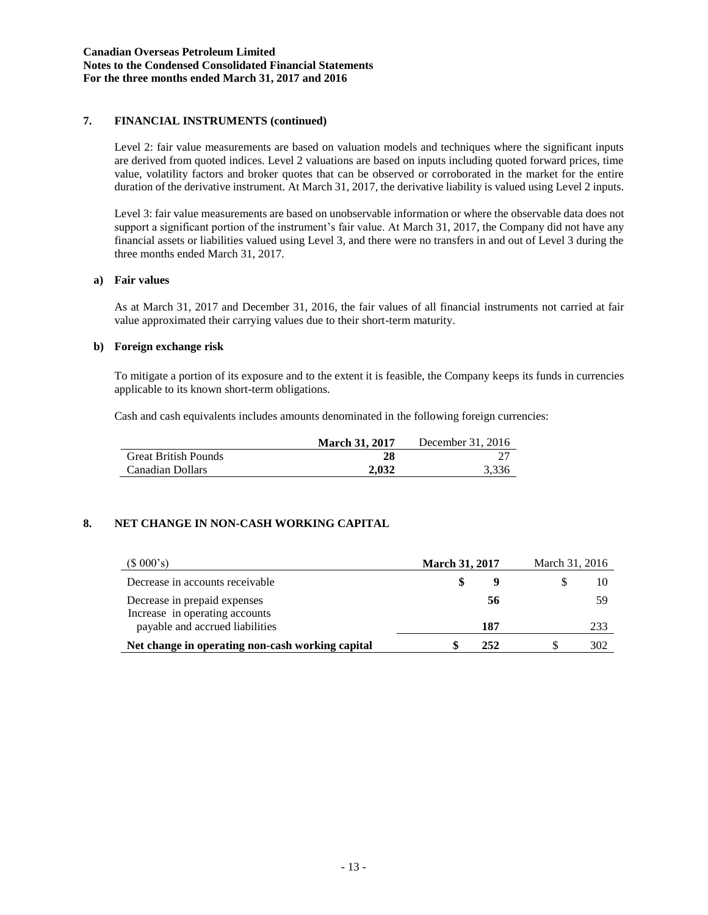## 7. FINANCIAL INSTRUMENTS (continued)

Level 2: fair value measurements are based on valuation models and techniques where the significant inputs are derived from quoted indices. Level 2 valuations are based on inputs including quoted forward prices, time value, volatility factors and broker quotes that can be observed or corroborated in the market for the entire duration of the derivative instrument. At March 31, 2017, the derivative liability is valued using Level 2 inputs.

Level 3: fair value measurements are based on unobservable information or where the observable data does not support a significant portion of the instrument's fair value. At March 31, 2017, the Company did not have any financial assets or liabilities valued using Level 3, and there were no transfers in and out of Level 3 during the three months ended March 31, 2017.

### a) Fair values

As at March 31, 2017 and December 31, 2016, the fair values of all financial instruments not carried at fair value approximated their carrying values due to their short-term maturity.

### b) Foreign exchange risk

To mitigate a portion of its exposure and to the extent it is feasible, the Company keeps its funds in currencies applicable to its known short-term obligations.

Cash and cash equivalents includes amounts denominated in the following foreign currencies:

| | **March 31, 2017** | December 31, 2016 |
|---|---|---|
| Great British Pounds | **28** | 27 |
| Canadian Dollars | **2,032** | 3,336 |

## 8. NET CHANGE IN NON-CASH WORKING CAPITAL

| ($ 000's) | **March 31, 2017** | March 31, 2016 |
|---|---|---|
| Decrease in accounts receivable | **$ 9** | $ 10 |
| Decrease in prepaid expenses | **56** | 59 |
| Increase in operating accounts payable and accrued liabilities | **187** | 233 |
| **Net change in operating non-cash working capital** | **$ 252** | $ 302 |